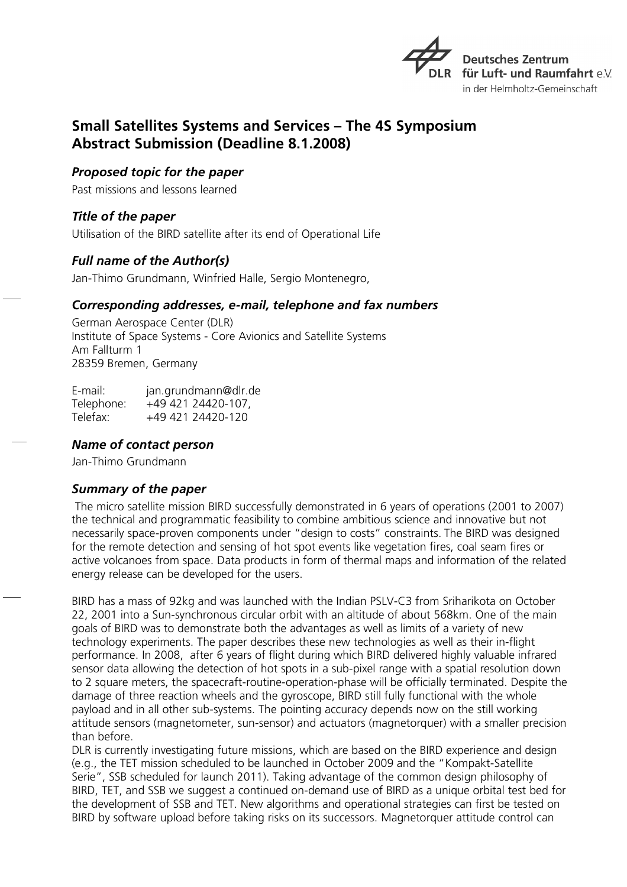# Small Satellites Systems and Services – The 4S Symposium Abstract Submission (Deadline 8.1.2008)

### *Proposed topic for the paper*

Past missions and lessons learned

### *Title of the paper*

Utilisation of the BIRD satellite after its end of Operational Life

### *Full name of the Author(s)*

Jan-Thimo Grundmann, Winfried Halle, Sergio Montenegro,

### *Corresponding addresses, e-mail, telephone and fax numbers*

German Aerospace Center (DLR)
Institute of Space Systems - Core Avionics and Satellite Systems
Am Fallturm 1
28359 Bremen, Germany

E-mail: jan.grundmann@dlr.de
Telephone: +49 421 24420-107,
Telefax: +49 421 24420-120

### *Name of contact person*

Jan-Thimo Grundmann

### *Summary of the paper*

The micro satellite mission BIRD successfully demonstrated in 6 years of operations (2001 to 2007) the technical and programmatic feasibility to combine ambitious science and innovative but not necessarily space-proven components under "design to costs" constraints. The BIRD was designed for the remote detection and sensing of hot spot events like vegetation fires, coal seam fires or active volcanoes from space. Data products in form of thermal maps and information of the related energy release can be developed for the users.

BIRD has a mass of 92kg and was launched with the Indian PSLV-C3 from Sriharikota on October 22, 2001 into a Sun-synchronous circular orbit with an altitude of about 568km. One of the main goals of BIRD was to demonstrate both the advantages as well as limits of a variety of new technology experiments. The paper describes these new technologies as well as their in-flight performance. In 2008, after 6 years of flight during which BIRD delivered highly valuable infrared sensor data allowing the detection of hot spots in a sub-pixel range with a spatial resolution down to 2 square meters, the spacecraft-routine-operation-phase will be officially terminated. Despite the damage of three reaction wheels and the gyroscope, BIRD still fully functional with the whole payload and in all other sub-systems. The pointing accuracy depends now on the still working attitude sensors (magnetometer, sun-sensor) and actuators (magnetorquer) with a smaller precision than before.
DLR is currently investigating future missions, which are based on the BIRD experience and design (e.g., the TET mission scheduled to be launched in October 2009 and the "Kompakt-Satellite Serie", SSB scheduled for launch 2011). Taking advantage of the common design philosophy of BIRD, TET, and SSB we suggest a continued on-demand use of BIRD as a unique orbital test bed for the development of SSB and TET. New algorithms and operational strategies can first be tested on BIRD by software upload before taking risks on its successors. Magnetorquer attitude control can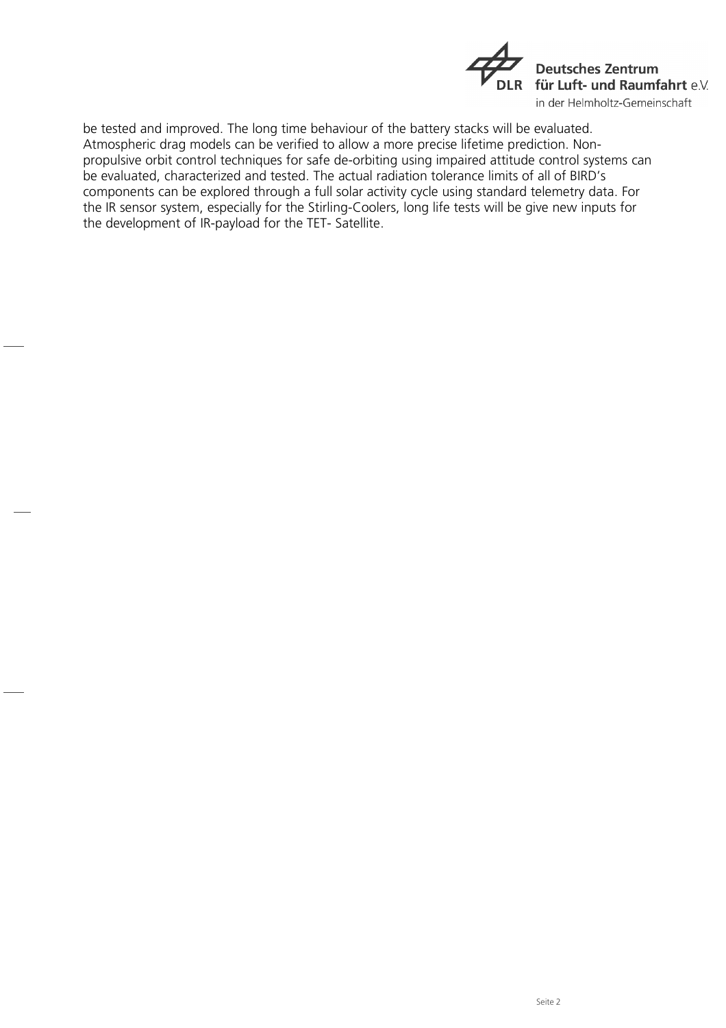be tested and improved. The long time behaviour of the battery stacks will be evaluated. Atmospheric drag models can be verified to allow a more precise lifetime prediction. Non-propulsive orbit control techniques for safe de-orbiting using impaired attitude control systems can be evaluated, characterized and tested. The actual radiation tolerance limits of all of BIRD's components can be explored through a full solar activity cycle using standard telemetry data. For the IR sensor system, especially for the Stirling-Coolers, long life tests will be give new inputs for the development of IR-payload for the TET- Satellite.